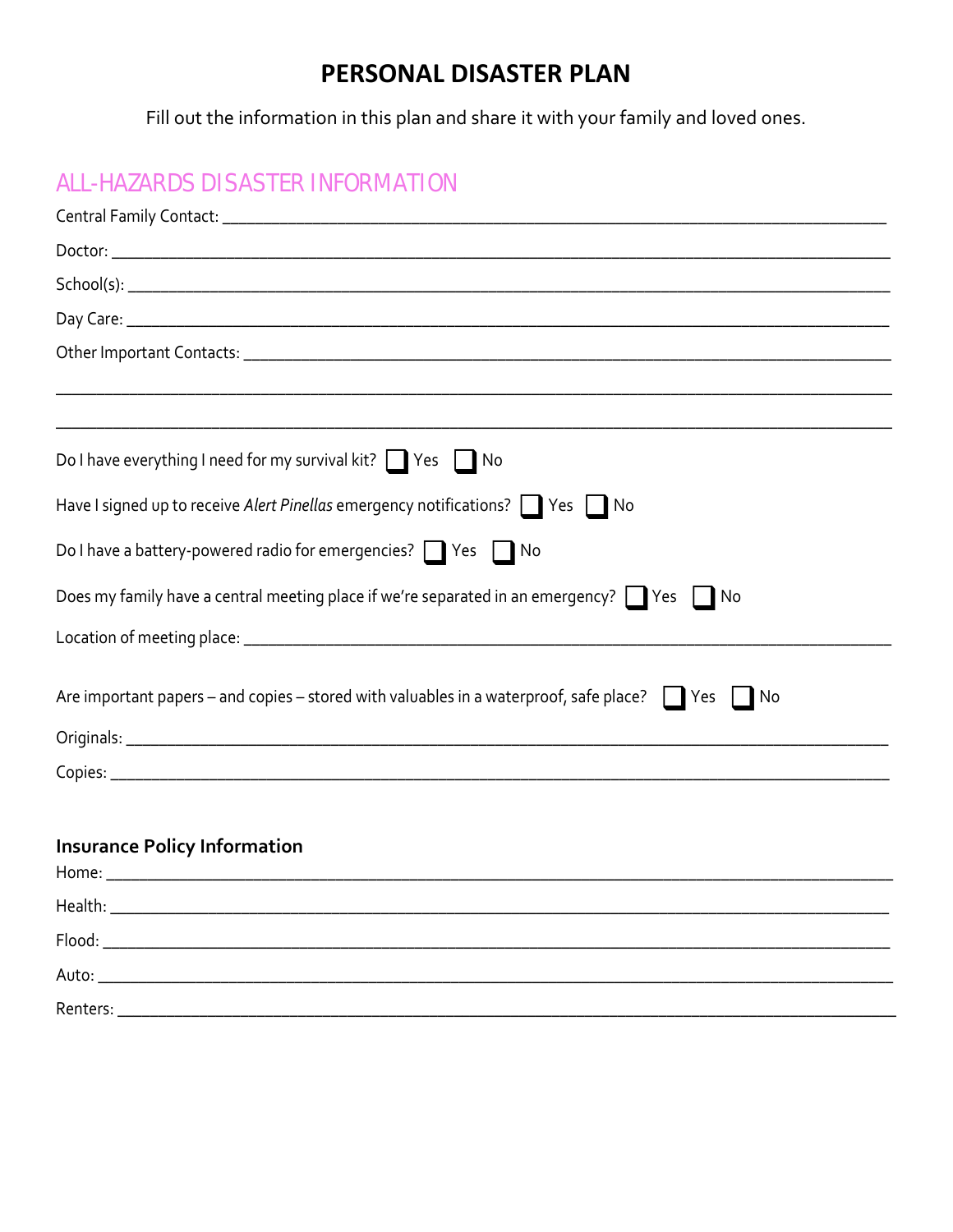# PERSONAL DISASTER PLAN

Fill out the information in this plan and share it with your family and loved ones.

## ALL-HAZARDS DISASTER INFORMATION

Central Family Contact: ______________________________________________

Doctor: ______________________________________________

School(s): ______________________________________________

Day Care: ______________________________________________

Other Important Contacts: ______________________________________________

______________________________________________

______________________________________________

Do I have everything I need for my survival kit? ☐ Yes ☐ No

Have I signed up to receive *Alert Pinellas* emergency notifications? ☐ Yes ☐ No

Do I have a battery-powered radio for emergencies? ☐ Yes ☐ No

Does my family have a central meeting place if we're separated in an emergency? ☐ Yes ☐ No

Location of meeting place: ______________________________________________

Are important papers – and copies – stored with valuables in a waterproof, safe place? ☐ Yes ☐ No

Originals: ______________________________________________

Copies: ______________________________________________

### Insurance Policy Information

Home: ______________________________________________

Health: ______________________________________________

Flood: ______________________________________________

Auto: ______________________________________________

Renters: ______________________________________________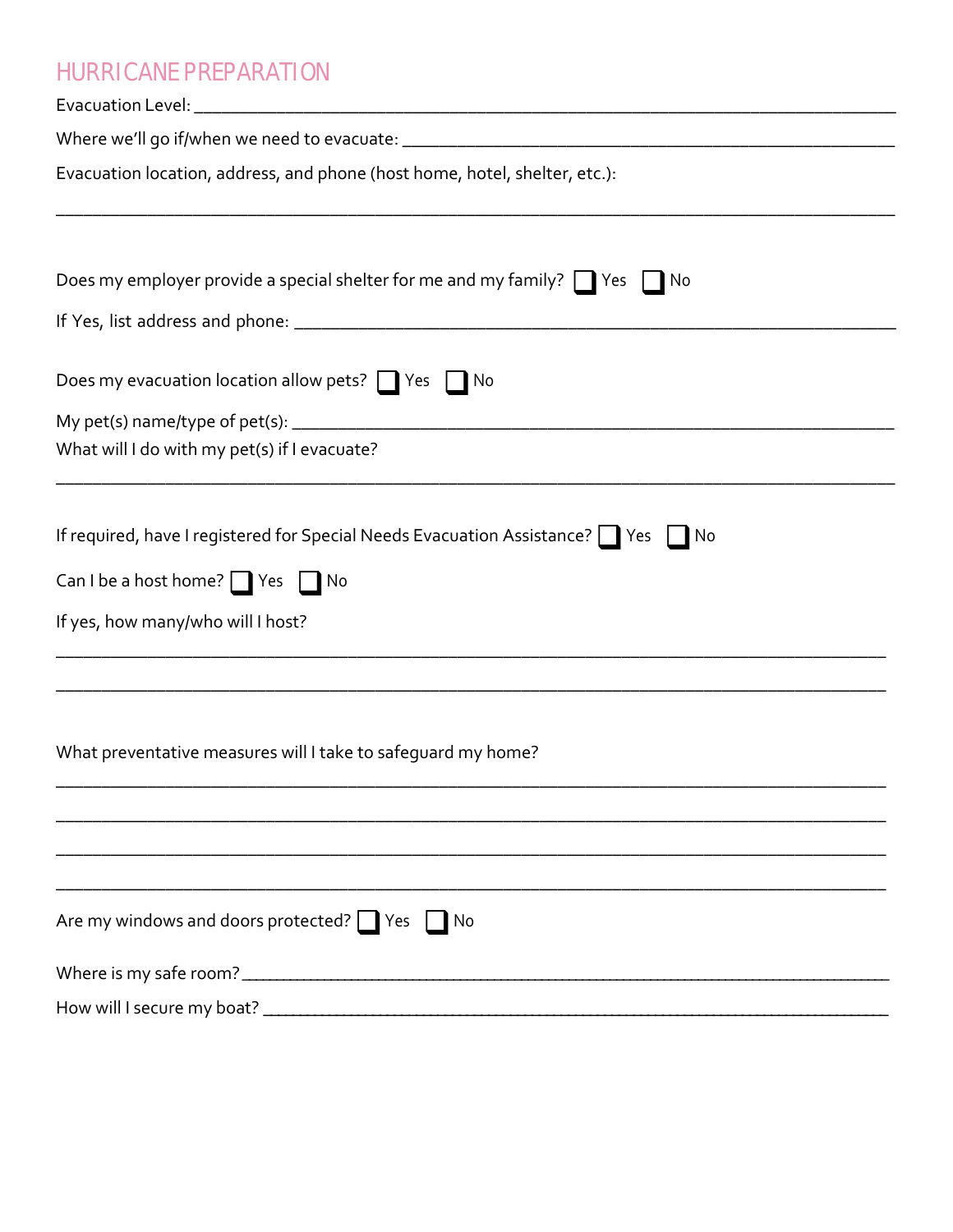## HURRICANE PREPARATION

Evacuation Level: ___________________________________________________________________________

Where we'll go if/when we need to evacuate: _______________________________________________________

Evacuation location, address, and phone (host home, hotel, shelter, etc.):

_____________________________________________________________________________________________

Does my employer provide a special shelter for me and my family? ☐ Yes ☐ No

If Yes, list address and phone: _________________________________________________________________

Does my evacuation location allow pets? ☐ Yes ☐ No

My pet(s) name/type of pet(s): _________________________________________________________________

What will I do with my pet(s) if I evacuate?

_____________________________________________________________________________________________

If required, have I registered for Special Needs Evacuation Assistance? ☐ Yes ☐ No

Can I be a host home? ☐ Yes ☐ No

If yes, how many/who will I host?

_____________________________________________________________________________________________

_____________________________________________________________________________________________

What preventative measures will I take to safeguard my home?

_____________________________________________________________________________________________

_____________________________________________________________________________________________

_____________________________________________________________________________________________

_____________________________________________________________________________________________

Are my windows and doors protected? ☐ Yes ☐ No

Where is my safe room? ________________________________________________________________________

How will I secure my boat? _____________________________________________________________________